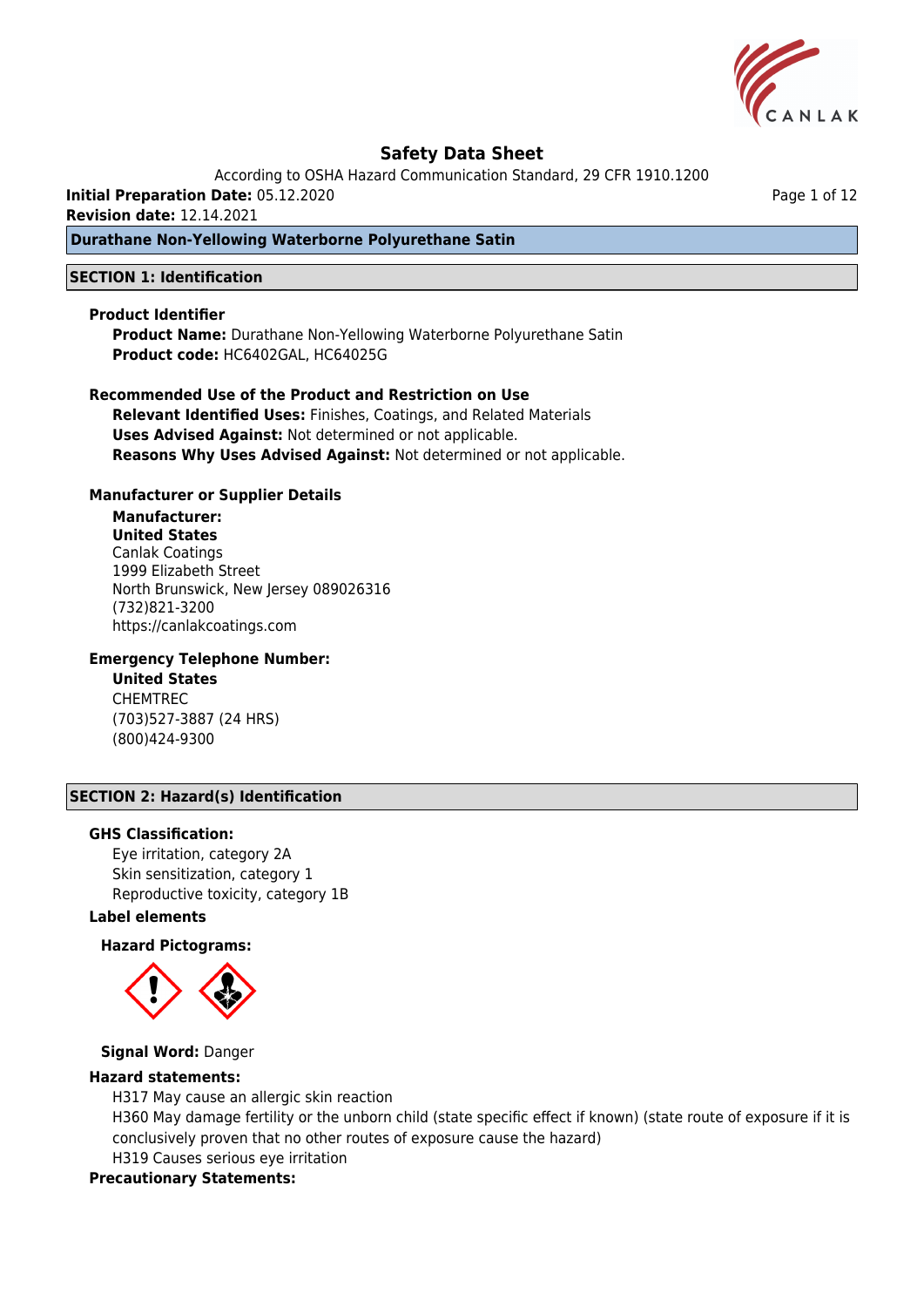# Safety Data Sheet

According to OSHA Hazard Communication Standard, 29 CFR 1910.1200

**Initial Preparation Date:** 05.12.2020

**Revision date:** 12.14.2021

**Durathane Non-Yellowing Waterborne Polyurethane Satin**

## SECTION 1: Identification

### Product Identifier

**Product Name:** Durathane Non-Yellowing Waterborne Polyurethane Satin
**Product code:** HC6402GAL, HC64025G

### Recommended Use of the Product and Restriction on Use

**Relevant Identified Uses:** Finishes, Coatings, and Related Materials
**Uses Advised Against:** Not determined or not applicable.
**Reasons Why Uses Advised Against:** Not determined or not applicable.

### Manufacturer or Supplier Details

**Manufacturer:**
**United States**
Canlak Coatings
1999 Elizabeth Street
North Brunswick, New Jersey 089026316
(732)821-3200
https://canlakcoatings.com

### Emergency Telephone Number:

**United States**
CHEMTREC
(703)527-3887 (24 HRS)
(800)424-9300

## SECTION 2: Hazard(s) Identification

### GHS Classification:

Eye irritation, category 2A
Skin sensitization, category 1
Reproductive toxicity, category 1B

### Label elements

**Hazard Pictograms:**

**Signal Word:** Danger

### Hazard statements:

H317 May cause an allergic skin reaction
H360 May damage fertility or the unborn child (state specific effect if known) (state route of exposure if it is conclusively proven that no other routes of exposure cause the hazard)
H319 Causes serious eye irritation

### Precautionary Statements: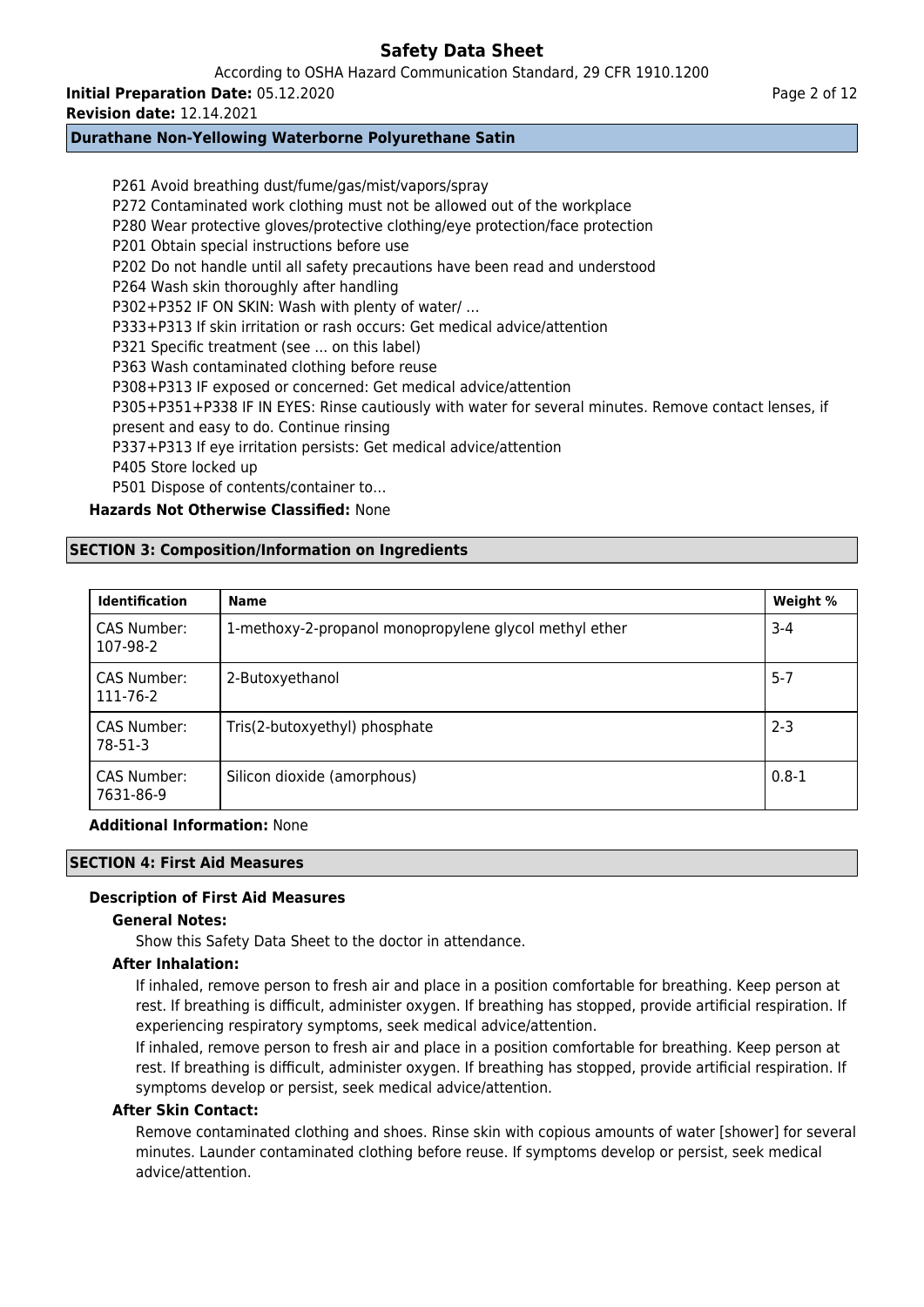P261 Avoid breathing dust/fume/gas/mist/vapors/spray
P272 Contaminated work clothing must not be allowed out of the workplace
P280 Wear protective gloves/protective clothing/eye protection/face protection
P201 Obtain special instructions before use
P202 Do not handle until all safety precautions have been read and understood
P264 Wash skin thoroughly after handling
P302+P352 IF ON SKIN: Wash with plenty of water/ ...
P333+P313 If skin irritation or rash occurs: Get medical advice/attention
P321 Specific treatment (see ... on this label)
P363 Wash contaminated clothing before reuse
P308+P313 IF exposed or concerned: Get medical advice/attention
P305+P351+P338 IF IN EYES: Rinse cautiously with water for several minutes. Remove contact lenses, if present and easy to do. Continue rinsing
P337+P313 If eye irritation persists: Get medical advice/attention
P405 Store locked up
P501 Dispose of contents/container to…

**Hazards Not Otherwise Classified:** None

## SECTION 3: Composition/Information on Ingredients

| Identification | Name | Weight % |
|---|---|---|
| CAS Number: 107-98-2 | 1-methoxy-2-propanol monopropylene glycol methyl ether | 3-4 |
| CAS Number: 111-76-2 | 2-Butoxyethanol | 5-7 |
| CAS Number: 78-51-3 | Tris(2-butoxyethyl) phosphate | 2-3 |
| CAS Number: 7631-86-9 | Silicon dioxide (amorphous) | 0.8-1 |

**Additional Information:** None

## SECTION 4: First Aid Measures

### Description of First Aid Measures

**General Notes:**

Show this Safety Data Sheet to the doctor in attendance.

**After Inhalation:**

If inhaled, remove person to fresh air and place in a position comfortable for breathing. Keep person at rest. If breathing is difficult, administer oxygen. If breathing has stopped, provide artificial respiration. If experiencing respiratory symptoms, seek medical advice/attention.

If inhaled, remove person to fresh air and place in a position comfortable for breathing. Keep person at rest. If breathing is difficult, administer oxygen. If breathing has stopped, provide artificial respiration. If symptoms develop or persist, seek medical advice/attention.

**After Skin Contact:**

Remove contaminated clothing and shoes. Rinse skin with copious amounts of water [shower] for several minutes. Launder contaminated clothing before reuse. If symptoms develop or persist, seek medical advice/attention.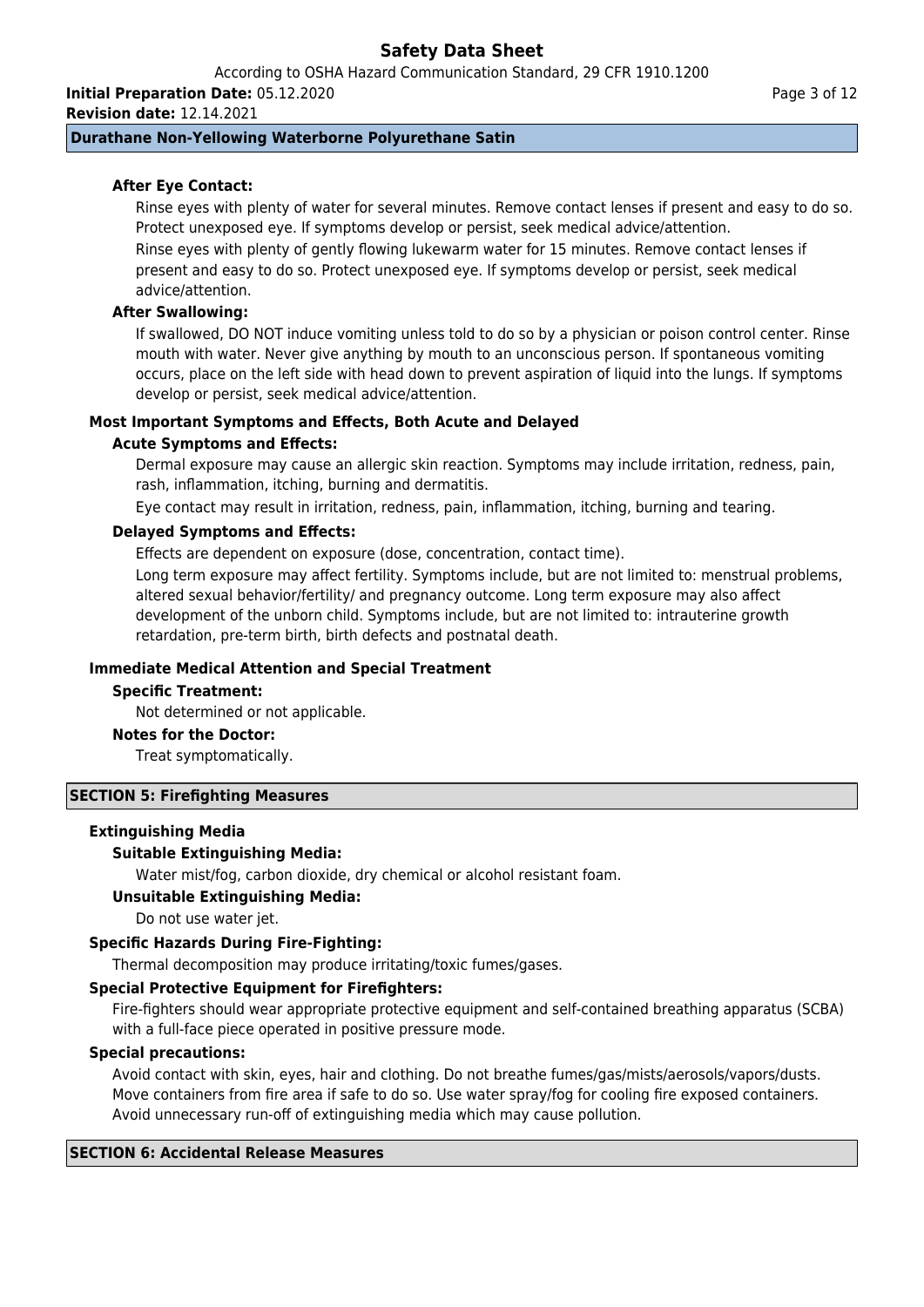**After Eye Contact:**

Rinse eyes with plenty of water for several minutes. Remove contact lenses if present and easy to do so. Protect unexposed eye. If symptoms develop or persist, seek medical advice/attention.

Rinse eyes with plenty of gently flowing lukewarm water for 15 minutes. Remove contact lenses if present and easy to do so. Protect unexposed eye. If symptoms develop or persist, seek medical advice/attention.

**After Swallowing:**

If swallowed, DO NOT induce vomiting unless told to do so by a physician or poison control center. Rinse mouth with water. Never give anything by mouth to an unconscious person. If spontaneous vomiting occurs, place on the left side with head down to prevent aspiration of liquid into the lungs. If symptoms develop or persist, seek medical advice/attention.

**Most Important Symptoms and Effects, Both Acute and Delayed**

**Acute Symptoms and Effects:**

Dermal exposure may cause an allergic skin reaction. Symptoms may include irritation, redness, pain, rash, inflammation, itching, burning and dermatitis.

Eye contact may result in irritation, redness, pain, inflammation, itching, burning and tearing.

**Delayed Symptoms and Effects:**

Effects are dependent on exposure (dose, concentration, contact time).

Long term exposure may affect fertility. Symptoms include, but are not limited to: menstrual problems, altered sexual behavior/fertility/ and pregnancy outcome. Long term exposure may also affect development of the unborn child. Symptoms include, but are not limited to: intrauterine growth retardation, pre-term birth, birth defects and postnatal death.

**Immediate Medical Attention and Special Treatment**

**Specific Treatment:**

Not determined or not applicable.

**Notes for the Doctor:**

Treat symptomatically.

## SECTION 5: Firefighting Measures

**Extinguishing Media**

**Suitable Extinguishing Media:**

Water mist/fog, carbon dioxide, dry chemical or alcohol resistant foam.

**Unsuitable Extinguishing Media:**

Do not use water jet.

**Specific Hazards During Fire-Fighting:**

Thermal decomposition may produce irritating/toxic fumes/gases.

**Special Protective Equipment for Firefighters:**

Fire-fighters should wear appropriate protective equipment and self-contained breathing apparatus (SCBA) with a full-face piece operated in positive pressure mode.

**Special precautions:**

Avoid contact with skin, eyes, hair and clothing. Do not breathe fumes/gas/mists/aerosols/vapors/dusts. Move containers from fire area if safe to do so. Use water spray/fog for cooling fire exposed containers. Avoid unnecessary run-off of extinguishing media which may cause pollution.

## SECTION 6: Accidental Release Measures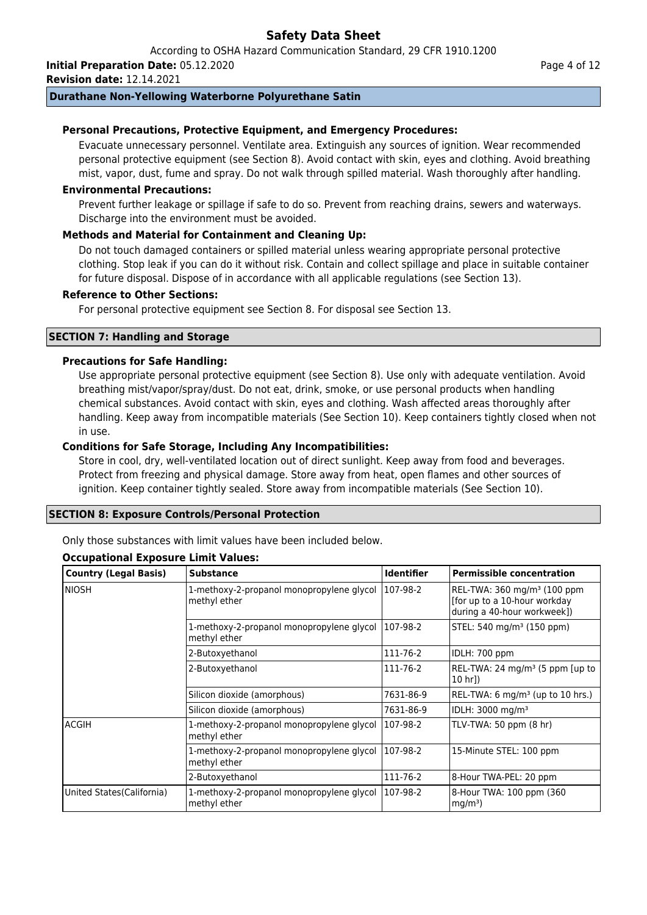### Personal Precautions, Protective Equipment, and Emergency Procedures:

Evacuate unnecessary personnel. Ventilate area. Extinguish any sources of ignition. Wear recommended personal protective equipment (see Section 8). Avoid contact with skin, eyes and clothing. Avoid breathing mist, vapor, dust, fume and spray. Do not walk through spilled material. Wash thoroughly after handling.

### Environmental Precautions:

Prevent further leakage or spillage if safe to do so. Prevent from reaching drains, sewers and waterways. Discharge into the environment must be avoided.

### Methods and Material for Containment and Cleaning Up:

Do not touch damaged containers or spilled material unless wearing appropriate personal protective clothing. Stop leak if you can do it without risk. Contain and collect spillage and place in suitable container for future disposal. Dispose of in accordance with all applicable regulations (see Section 13).

### Reference to Other Sections:

For personal protective equipment see Section 8. For disposal see Section 13.

## SECTION 7: Handling and Storage

### Precautions for Safe Handling:

Use appropriate personal protective equipment (see Section 8). Use only with adequate ventilation. Avoid breathing mist/vapor/spray/dust. Do not eat, drink, smoke, or use personal products when handling chemical substances. Avoid contact with skin, eyes and clothing. Wash affected areas thoroughly after handling. Keep away from incompatible materials (See Section 10). Keep containers tightly closed when not in use.

### Conditions for Safe Storage, Including Any Incompatibilities:

Store in cool, dry, well-ventilated location out of direct sunlight. Keep away from food and beverages. Protect from freezing and physical damage. Store away from heat, open flames and other sources of ignition. Keep container tightly sealed. Store away from incompatible materials (See Section 10).

## SECTION 8: Exposure Controls/Personal Protection

Only those substances with limit values have been included below.

### Occupational Exposure Limit Values:

| Country (Legal Basis) | Substance | Identifier | Permissible concentration |
|---|---|---|---|
| NIOSH | 1-methoxy-2-propanol monopropylene glycol methyl ether | 107-98-2 | REL-TWA: 360 mg/m³ (100 ppm [for up to a 10-hour workday during a 40-hour workweek]) |
| | 1-methoxy-2-propanol monopropylene glycol methyl ether | 107-98-2 | STEL: 540 mg/m³ (150 ppm) |
| | 2-Butoxyethanol | 111-76-2 | IDLH: 700 ppm |
| | 2-Butoxyethanol | 111-76-2 | REL-TWA: 24 mg/m³ (5 ppm [up to 10 hr]) |
| | Silicon dioxide (amorphous) | 7631-86-9 | REL-TWA: 6 mg/m³ (up to 10 hrs.) |
| | Silicon dioxide (amorphous) | 7631-86-9 | IDLH: 3000 mg/m³ |
| ACGIH | 1-methoxy-2-propanol monopropylene glycol methyl ether | 107-98-2 | TLV-TWA: 50 ppm (8 hr) |
| | 1-methoxy-2-propanol monopropylene glycol methyl ether | 107-98-2 | 15-Minute STEL: 100 ppm |
| | 2-Butoxyethanol | 111-76-2 | 8-Hour TWA-PEL: 20 ppm |
| United States(California) | 1-methoxy-2-propanol monopropylene glycol methyl ether | 107-98-2 | 8-Hour TWA: 100 ppm (360 mg/m³) |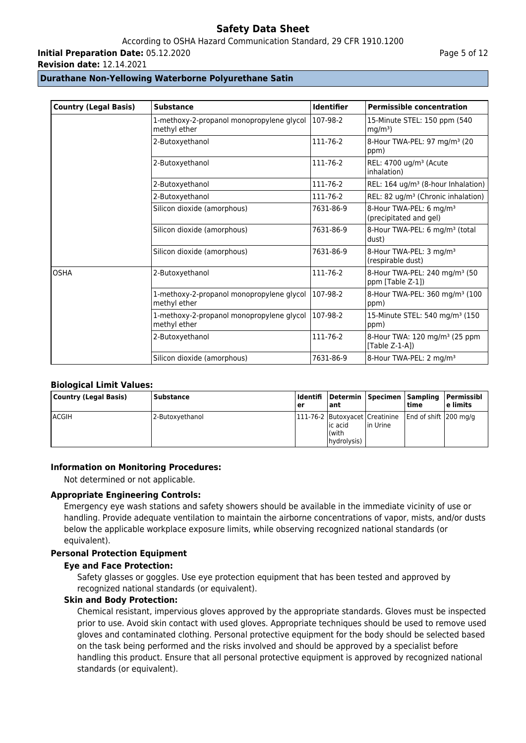**Durathane Non-Yellowing Waterborne Polyurethane Satin**

| Country (Legal Basis) | Substance | Identifier | Permissible concentration |
|---|---|---|---|
| | 1-methoxy-2-propanol monopropylene glycol methyl ether | 107-98-2 | 15-Minute STEL: 150 ppm (540 $mg/m^3$) |
| | 2-Butoxyethanol | 111-76-2 | 8-Hour TWA-PEL: 97 $mg/m^3$ (20 ppm) |
| | 2-Butoxyethanol | 111-76-2 | REL: 4700 $ug/m^3$ (Acute inhalation) |
| | 2-Butoxyethanol | 111-76-2 | REL: 164 $ug/m^3$ (8-hour Inhalation) |
| | 2-Butoxyethanol | 111-76-2 | REL: 82 $ug/m^3$ (Chronic inhalation) |
| | Silicon dioxide (amorphous) | 7631-86-9 | 8-Hour TWA-PEL: 6 $mg/m^3$ (precipitated and gel) |
| | Silicon dioxide (amorphous) | 7631-86-9 | 8-Hour TWA-PEL: 6 $mg/m^3$ (total dust) |
| | Silicon dioxide (amorphous) | 7631-86-9 | 8-Hour TWA-PEL: 3 $mg/m^3$ (respirable dust) |
| OSHA | 2-Butoxyethanol | 111-76-2 | 8-Hour TWA-PEL: 240 $mg/m^3$ (50 ppm [Table Z-1]) |
| | 1-methoxy-2-propanol monopropylene glycol methyl ether | 107-98-2 | 8-Hour TWA-PEL: 360 $mg/m^3$ (100 ppm) |
| | 1-methoxy-2-propanol monopropylene glycol methyl ether | 107-98-2 | 15-Minute STEL: 540 $mg/m^3$ (150 ppm) |
| | 2-Butoxyethanol | 111-76-2 | 8-Hour TWA: 120 $mg/m^3$ (25 ppm [Table Z-1-A]) |
| | Silicon dioxide (amorphous) | 7631-86-9 | 8-Hour TWA-PEL: 2 $mg/m^3$ |

### Biological Limit Values:

| Country (Legal Basis) | Substance | Identifier | Determinant | Specimen | Sampling time | Permissible limits |
|---|---|---|---|---|---|---|
| ACGIH | 2-Butoxyethanol | 111-76-2 | Butoxyacetic acid (with hydrolysis) | Creatinine in Urine | End of shift | 200 mg/g |

### Information on Monitoring Procedures:

Not determined or not applicable.

### Appropriate Engineering Controls:

Emergency eye wash stations and safety showers should be available in the immediate vicinity of use or handling. Provide adequate ventilation to maintain the airborne concentrations of vapor, mists, and/or dusts below the applicable workplace exposure limits, while observing recognized national standards (or equivalent).

### Personal Protection Equipment

#### Eye and Face Protection:

Safety glasses or goggles. Use eye protection equipment that has been tested and approved by recognized national standards (or equivalent).

#### Skin and Body Protection:

Chemical resistant, impervious gloves approved by the appropriate standards. Gloves must be inspected prior to use. Avoid skin contact with used gloves. Appropriate techniques should be used to remove used gloves and contaminated clothing. Personal protective equipment for the body should be selected based on the task being performed and the risks involved and should be approved by a specialist before handling this product. Ensure that all personal protective equipment is approved by recognized national standards (or equivalent).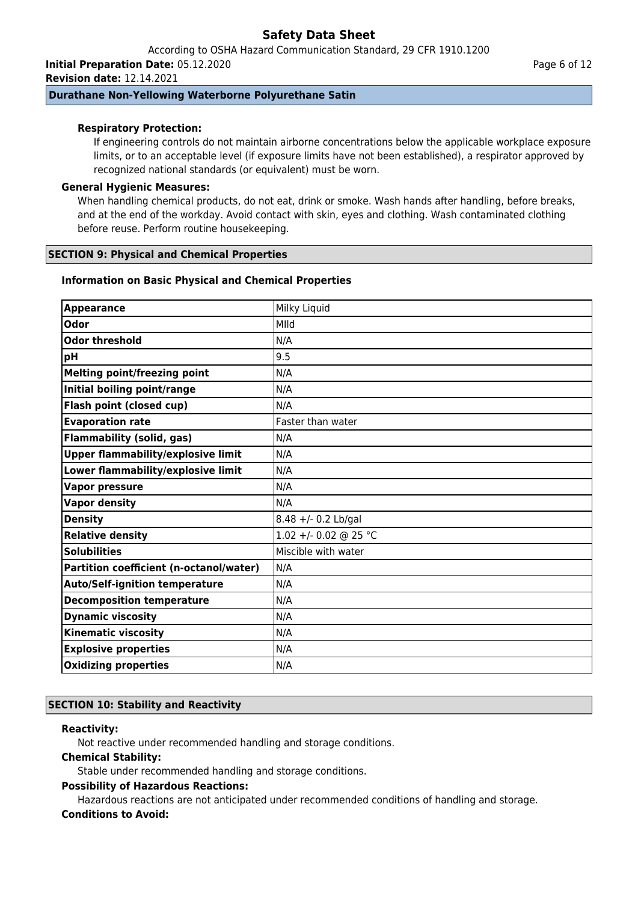**Respiratory Protection:**

If engineering controls do not maintain airborne concentrations below the applicable workplace exposure limits, or to an acceptable level (if exposure limits have not been established), a respirator approved by recognized national standards (or equivalent) must be worn.

**General Hygienic Measures:**

When handling chemical products, do not eat, drink or smoke. Wash hands after handling, before breaks, and at the end of the workday. Avoid contact with skin, eyes and clothing. Wash contaminated clothing before reuse. Perform routine housekeeping.

## SECTION 9: Physical and Chemical Properties

### Information on Basic Physical and Chemical Properties

| Property | Value |
|---|---|
| **Appearance** | Milky Liquid |
| **Odor** | MIld |
| **Odor threshold** | N/A |
| **pH** | 9.5 |
| **Melting point/freezing point** | N/A |
| **Initial boiling point/range** | N/A |
| **Flash point (closed cup)** | N/A |
| **Evaporation rate** | Faster than water |
| **Flammability (solid, gas)** | N/A |
| **Upper flammability/explosive limit** | N/A |
| **Lower flammability/explosive limit** | N/A |
| **Vapor pressure** | N/A |
| **Vapor density** | N/A |
| **Density** | 8.48 +/- 0.2 Lb/gal |
| **Relative density** | 1.02 +/- 0.02 @ 25 °C |
| **Solubilities** | Miscible with water |
| **Partition coefficient (n-octanol/water)** | N/A |
| **Auto/Self-ignition temperature** | N/A |
| **Decomposition temperature** | N/A |
| **Dynamic viscosity** | N/A |
| **Kinematic viscosity** | N/A |
| **Explosive properties** | N/A |
| **Oxidizing properties** | N/A |

## SECTION 10: Stability and Reactivity

**Reactivity:**

Not reactive under recommended handling and storage conditions.

**Chemical Stability:**

Stable under recommended handling and storage conditions.

**Possibility of Hazardous Reactions:**

Hazardous reactions are not anticipated under recommended conditions of handling and storage.

**Conditions to Avoid:**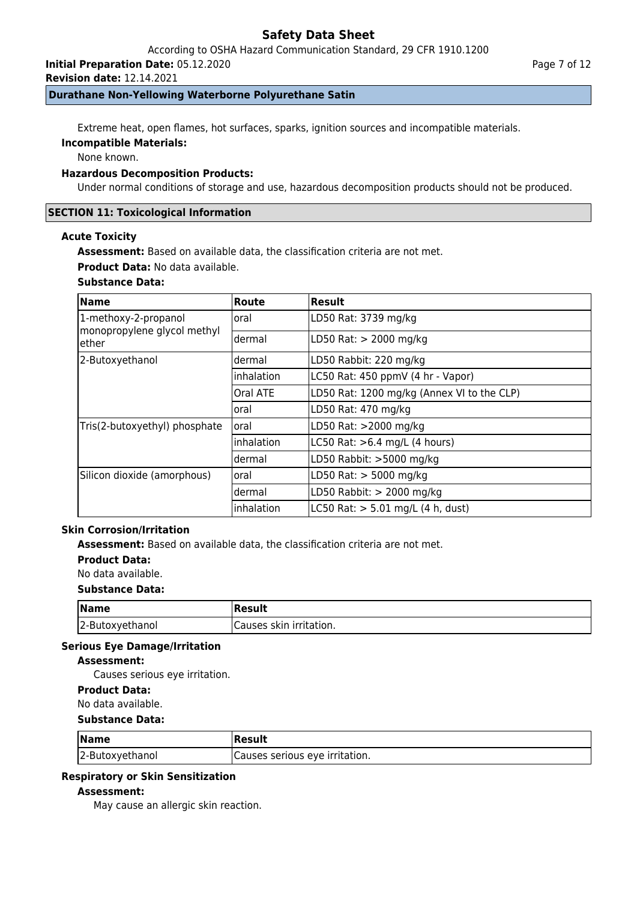Extreme heat, open flames, hot surfaces, sparks, ignition sources and incompatible materials.

**Incompatible Materials:**

None known.

**Hazardous Decomposition Products:**

Under normal conditions of storage and use, hazardous decomposition products should not be produced.

## SECTION 11: Toxicological Information

### Acute Toxicity

**Assessment:** Based on available data, the classification criteria are not met.

**Product Data:** No data available.

**Substance Data:**

| Name | Route | Result |
|---|---|---|
| 1-methoxy-2-propanol monopropylene glycol methyl ether | oral | LD50 Rat: 3739 mg/kg |
| | dermal | LD50 Rat: > 2000 mg/kg |
| 2-Butoxyethanol | dermal | LD50 Rabbit: 220 mg/kg |
| | inhalation | LC50 Rat: 450 ppmV (4 hr - Vapor) |
| | Oral ATE | LD50 Rat: 1200 mg/kg (Annex VI to the CLP) |
| | oral | LD50 Rat: 470 mg/kg |
| Tris(2-butoxyethyl) phosphate | oral | LD50 Rat: >2000 mg/kg |
| | inhalation | LC50 Rat: >6.4 mg/L (4 hours) |
| | dermal | LD50 Rabbit: >5000 mg/kg |
| Silicon dioxide (amorphous) | oral | LD50 Rat: > 5000 mg/kg |
| | dermal | LD50 Rabbit: > 2000 mg/kg |
| | inhalation | LC50 Rat: > 5.01 mg/L (4 h, dust) |

### Skin Corrosion/Irritation

**Assessment:** Based on available data, the classification criteria are not met.

**Product Data:**

No data available.

**Substance Data:**

| Name | Result |
|---|---|
| 2-Butoxyethanol | Causes skin irritation. |

### Serious Eye Damage/Irritation

**Assessment:**

Causes serious eye irritation.

**Product Data:**

No data available.

**Substance Data:**

| Name | Result |
|---|---|
| 2-Butoxyethanol | Causes serious eye irritation. |

### Respiratory or Skin Sensitization

**Assessment:**

May cause an allergic skin reaction.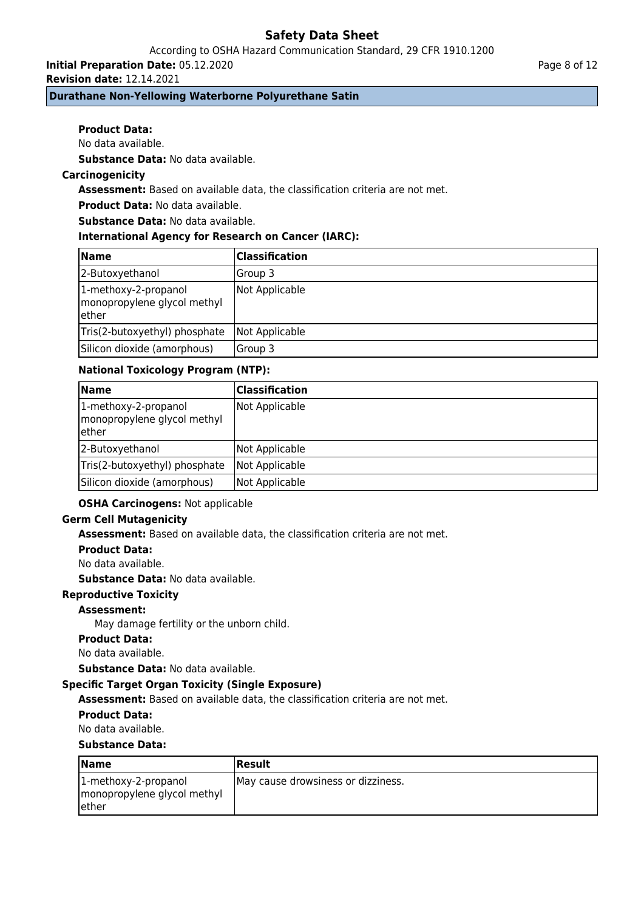**Product Data:**

No data available.

**Substance Data:** No data available.

### Carcinogenicity

**Assessment:** Based on available data, the classification criteria are not met.

**Product Data:** No data available.

**Substance Data:** No data available.

**International Agency for Research on Cancer (IARC):**

| Name | Classification |
|---|---|
| 2-Butoxyethanol | Group 3 |
| 1-methoxy-2-propanol monopropylene glycol methyl ether | Not Applicable |
| Tris(2-butoxyethyl) phosphate | Not Applicable |
| Silicon dioxide (amorphous) | Group 3 |

**National Toxicology Program (NTP):**

| Name | Classification |
|---|---|
| 1-methoxy-2-propanol monopropylene glycol methyl ether | Not Applicable |
| 2-Butoxyethanol | Not Applicable |
| Tris(2-butoxyethyl) phosphate | Not Applicable |
| Silicon dioxide (amorphous) | Not Applicable |

**OSHA Carcinogens:** Not applicable

### Germ Cell Mutagenicity

**Assessment:** Based on available data, the classification criteria are not met.

**Product Data:**

No data available.

**Substance Data:** No data available.

### Reproductive Toxicity

**Assessment:**

May damage fertility or the unborn child.

**Product Data:**

No data available.

**Substance Data:** No data available.

### Specific Target Organ Toxicity (Single Exposure)

**Assessment:** Based on available data, the classification criteria are not met.

**Product Data:**

No data available.

**Substance Data:**

| Name | Result |
|---|---|
| 1-methoxy-2-propanol monopropylene glycol methyl ether | May cause drowsiness or dizziness. |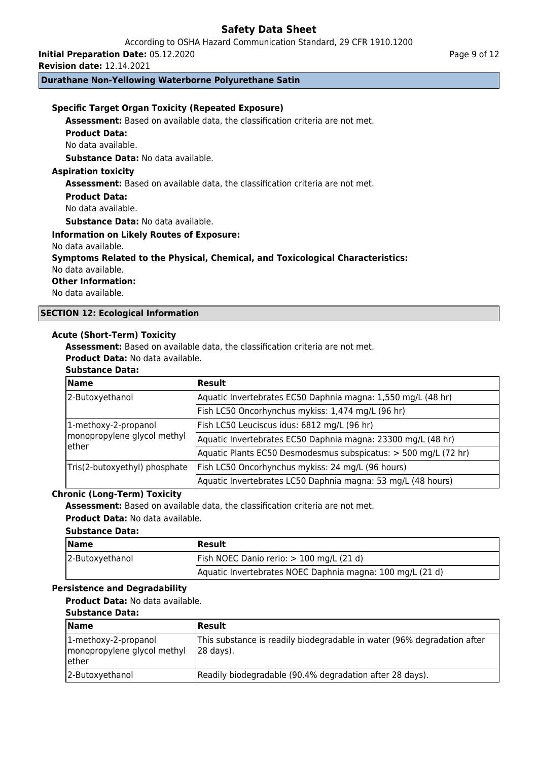**Durathane Non-Yellowing Waterborne Polyurethane Satin**

**Specific Target Organ Toxicity (Repeated Exposure)**

**Assessment:** Based on available data, the classification criteria are not met.

**Product Data:**

No data available.

**Substance Data:** No data available.

**Aspiration toxicity**

**Assessment:** Based on available data, the classification criteria are not met.

**Product Data:**

No data available.

**Substance Data:** No data available.

**Information on Likely Routes of Exposure:**

No data available.

**Symptoms Related to the Physical, Chemical, and Toxicological Characteristics:**

No data available.

**Other Information:**

No data available.

## SECTION 12: Ecological Information

**Acute (Short-Term) Toxicity**

**Assessment:** Based on available data, the classification criteria are not met.

**Product Data:** No data available.

**Substance Data:**

| Name | Result |
|---|---|
| 2-Butoxyethanol | Aquatic Invertebrates EC50 Daphnia magna: 1,550 mg/L (48 hr) |
| | Fish LC50 Oncorhynchus mykiss: 1,474 mg/L (96 hr) |
| 1-methoxy-2-propanol monopropylene glycol methyl ether | Fish LC50 Leuciscus idus: 6812 mg/L (96 hr) |
| | Aquatic Invertebrates EC50 Daphnia magna: 23300 mg/L (48 hr) |
| | Aquatic Plants EC50 Desmodesmus subspicatus: > 500 mg/L (72 hr) |
| Tris(2-butoxyethyl) phosphate | Fish LC50 Oncorhynchus mykiss: 24 mg/L (96 hours) |
| | Aquatic Invertebrates LC50 Daphnia magna: 53 mg/L (48 hours) |

**Chronic (Long-Term) Toxicity**

**Assessment:** Based on available data, the classification criteria are not met.

**Product Data:** No data available.

**Substance Data:**

| Name | Result |
|---|---|
| 2-Butoxyethanol | Fish NOEC Danio rerio: > 100 mg/L (21 d) |
| | Aquatic Invertebrates NOEC Daphnia magna: 100 mg/L (21 d) |

**Persistence and Degradability**

**Product Data:** No data available.

**Substance Data:**

| Name | Result |
|---|---|
| 1-methoxy-2-propanol monopropylene glycol methyl ether | This substance is readily biodegradable in water (96% degradation after 28 days). |
| 2-Butoxyethanol | Readily biodegradable (90.4% degradation after 28 days). |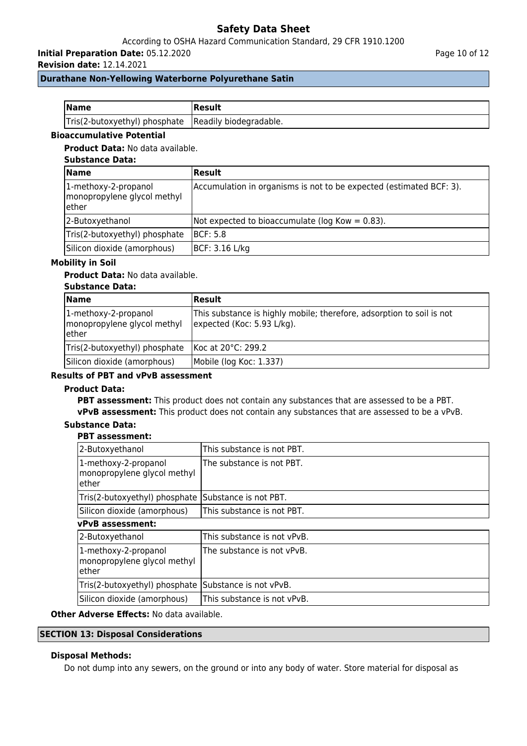| Name | Result |
| --- | --- |
| Tris(2-butoxyethyl) phosphate | Readily biodegradable. |

**Bioaccumulative Potential**

**Product Data:** No data available.

**Substance Data:**

| Name | Result |
| --- | --- |
| 1-methoxy-2-propanol monopropylene glycol methyl ether | Accumulation in organisms is not to be expected (estimated BCF: 3). |
| 2-Butoxyethanol | Not expected to bioaccumulate (log Kow = 0.83). |
| Tris(2-butoxyethyl) phosphate | BCF: 5.8 |
| Silicon dioxide (amorphous) | BCF: 3.16 L/kg |

**Mobility in Soil**

**Product Data:** No data available.

**Substance Data:**

| Name | Result |
| --- | --- |
| 1-methoxy-2-propanol monopropylene glycol methyl ether | This substance is highly mobile; therefore, adsorption to soil is not expected (Koc: 5.93 L/kg). |
| Tris(2-butoxyethyl) phosphate | Koc at 20°C: 299.2 |
| Silicon dioxide (amorphous) | Mobile (log Koc: 1.337) |

**Results of PBT and vPvB assessment**

**Product Data:**

**PBT assessment:** This product does not contain any substances that are assessed to be a PBT.

**vPvB assessment:** This product does not contain any substances that are assessed to be a vPvB.

**Substance Data:**

**PBT assessment:**

| | |
| --- | --- |
| 2-Butoxyethanol | This substance is not PBT. |
| 1-methoxy-2-propanol monopropylene glycol methyl ether | The substance is not PBT. |
| Tris(2-butoxyethyl) phosphate | Substance is not PBT. |
| Silicon dioxide (amorphous) | This substance is not PBT. |

**vPvB assessment:**

| | |
| --- | --- |
| 2-Butoxyethanol | This substance is not vPvB. |
| 1-methoxy-2-propanol monopropylene glycol methyl ether | The substance is not vPvB. |
| Tris(2-butoxyethyl) phosphate | Substance is not vPvB. |
| Silicon dioxide (amorphous) | This substance is not vPvB. |

**Other Adverse Effects:** No data available.

## SECTION 13: Disposal Considerations

**Disposal Methods:**

Do not dump into any sewers, on the ground or into any body of water. Store material for disposal as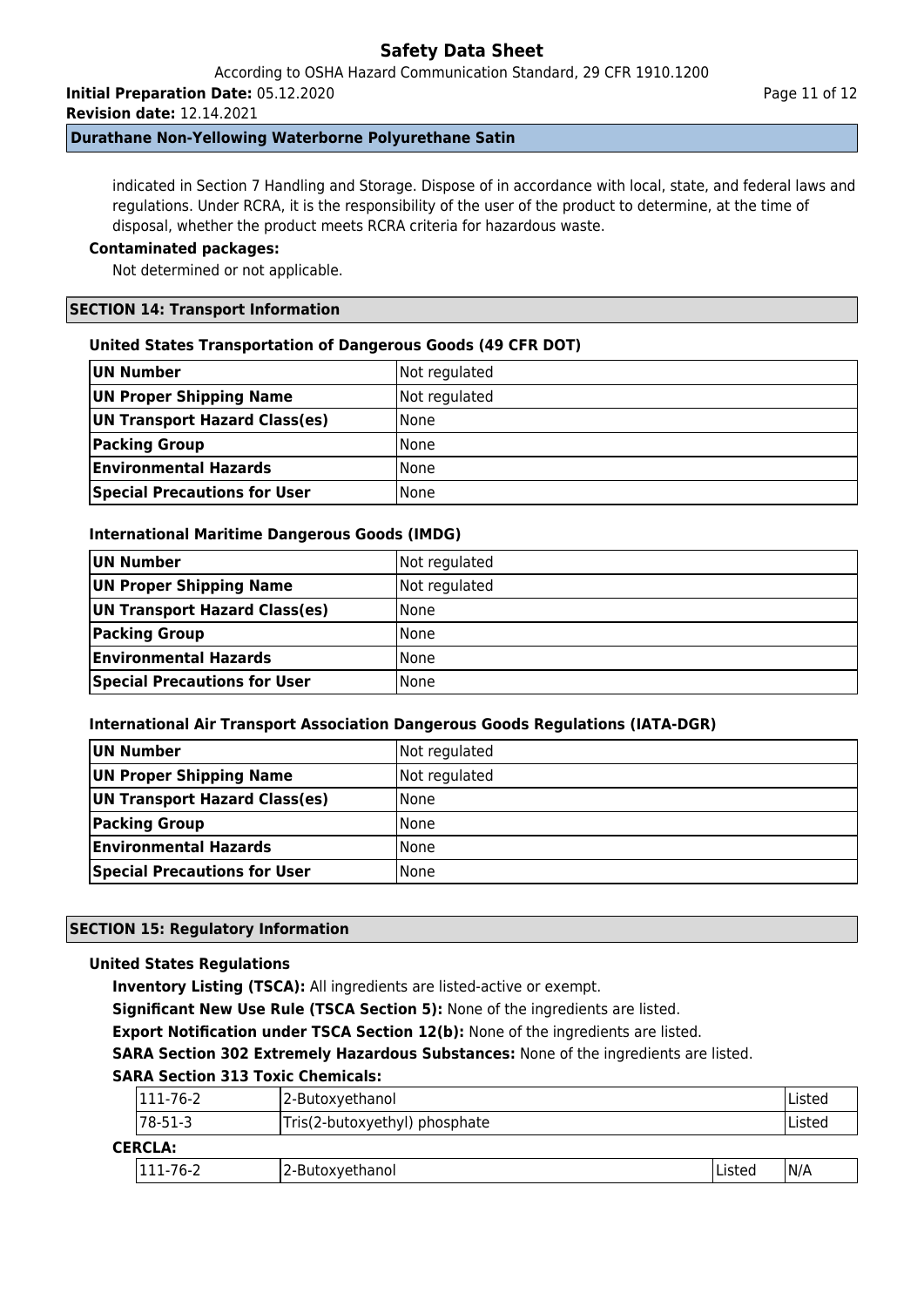indicated in Section 7 Handling and Storage. Dispose of in accordance with local, state, and federal laws and regulations. Under RCRA, it is the responsibility of the user of the product to determine, at the time of disposal, whether the product meets RCRA criteria for hazardous waste.

**Contaminated packages:**

Not determined or not applicable.

## SECTION 14: Transport Information

### United States Transportation of Dangerous Goods (49 CFR DOT)

| | |
|---|---|
| **UN Number** | Not regulated |
| **UN Proper Shipping Name** | Not regulated |
| **UN Transport Hazard Class(es)** | None |
| **Packing Group** | None |
| **Environmental Hazards** | None |
| **Special Precautions for User** | None |

### International Maritime Dangerous Goods (IMDG)

| | |
|---|---|
| **UN Number** | Not regulated |
| **UN Proper Shipping Name** | Not regulated |
| **UN Transport Hazard Class(es)** | None |
| **Packing Group** | None |
| **Environmental Hazards** | None |
| **Special Precautions for User** | None |

### International Air Transport Association Dangerous Goods Regulations (IATA-DGR)

| | |
|---|---|
| **UN Number** | Not regulated |
| **UN Proper Shipping Name** | Not regulated |
| **UN Transport Hazard Class(es)** | None |
| **Packing Group** | None |
| **Environmental Hazards** | None |
| **Special Precautions for User** | None |

## SECTION 15: Regulatory Information

### United States Regulations

**Inventory Listing (TSCA):** All ingredients are listed-active or exempt.

**Significant New Use Rule (TSCA Section 5):** None of the ingredients are listed.

**Export Notification under TSCA Section 12(b):** None of the ingredients are listed.

**SARA Section 302 Extremely Hazardous Substances:** None of the ingredients are listed.

**SARA Section 313 Toxic Chemicals:**

| | | |
|---|---|---|
| 111-76-2 | 2-Butoxyethanol | Listed |
| 78-51-3 | Tris(2-butoxyethyl) phosphate | Listed |

**CERCLA:**

| | | | |
|---|---|---|---|
| 111-76-2 | 2-Butoxyethanol | Listed | N/A |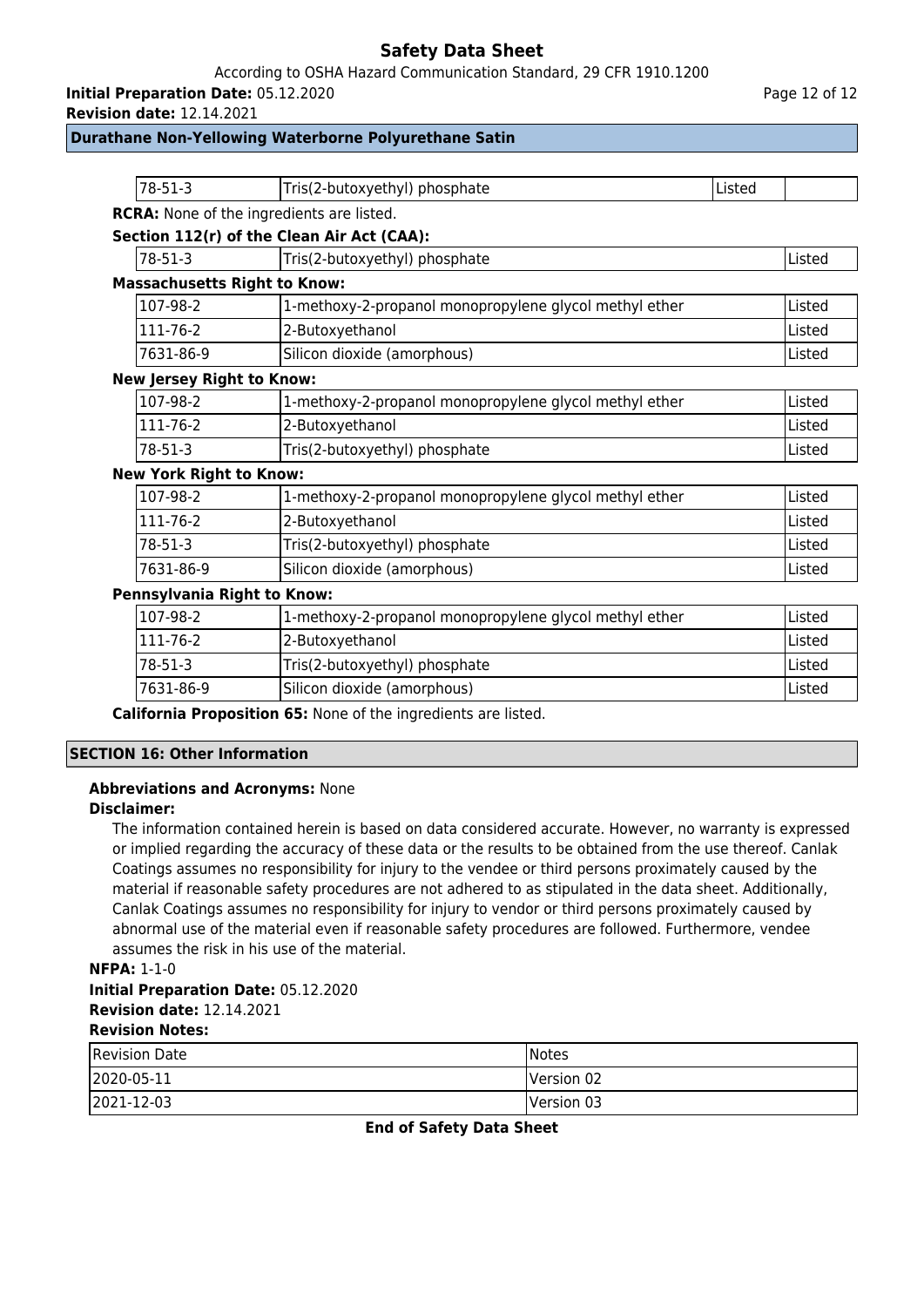| | | | |
|---|---|---|---|
| 78-51-3 | Tris(2-butoxyethyl) phosphate | Listed | |

**RCRA:** None of the ingredients are listed.

**Section 112(r) of the Clean Air Act (CAA):**

| | | |
|---|---|---|
| 78-51-3 | Tris(2-butoxyethyl) phosphate | Listed |

**Massachusetts Right to Know:**

| | | |
|---|---|---|
| 107-98-2 | 1-methoxy-2-propanol monopropylene glycol methyl ether | Listed |
| 111-76-2 | 2-Butoxyethanol | Listed |
| 7631-86-9 | Silicon dioxide (amorphous) | Listed |

**New Jersey Right to Know:**

| | | |
|---|---|---|
| 107-98-2 | 1-methoxy-2-propanol monopropylene glycol methyl ether | Listed |
| 111-76-2 | 2-Butoxyethanol | Listed |
| 78-51-3 | Tris(2-butoxyethyl) phosphate | Listed |

**New York Right to Know:**

| | | |
|---|---|---|
| 107-98-2 | 1-methoxy-2-propanol monopropylene glycol methyl ether | Listed |
| 111-76-2 | 2-Butoxyethanol | Listed |
| 78-51-3 | Tris(2-butoxyethyl) phosphate | Listed |
| 7631-86-9 | Silicon dioxide (amorphous) | Listed |

**Pennsylvania Right to Know:**

| | | |
|---|---|---|
| 107-98-2 | 1-methoxy-2-propanol monopropylene glycol methyl ether | Listed |
| 111-76-2 | 2-Butoxyethanol | Listed |
| 78-51-3 | Tris(2-butoxyethyl) phosphate | Listed |
| 7631-86-9 | Silicon dioxide (amorphous) | Listed |

**California Proposition 65:** None of the ingredients are listed.

## SECTION 16: Other Information

**Abbreviations and Acronyms:** None

**Disclaimer:**

The information contained herein is based on data considered accurate. However, no warranty is expressed or implied regarding the accuracy of these data or the results to be obtained from the use thereof. Canlak Coatings assumes no responsibility for injury to the vendee or third persons proximately caused by the material if reasonable safety procedures are not adhered to as stipulated in the data sheet. Additionally, Canlak Coatings assumes no responsibility for injury to vendor or third persons proximately caused by abnormal use of the material even if reasonable safety procedures are followed. Furthermore, vendee assumes the risk in his use of the material.

**NFPA:** 1-1-0

**Initial Preparation Date:** 05.12.2020

**Revision date:** 12.14.2021

**Revision Notes:**

| Revision Date | Notes |
|---|---|
| 2020-05-11 | Version 02 |
| 2021-12-03 | Version 03 |

**End of Safety Data Sheet**